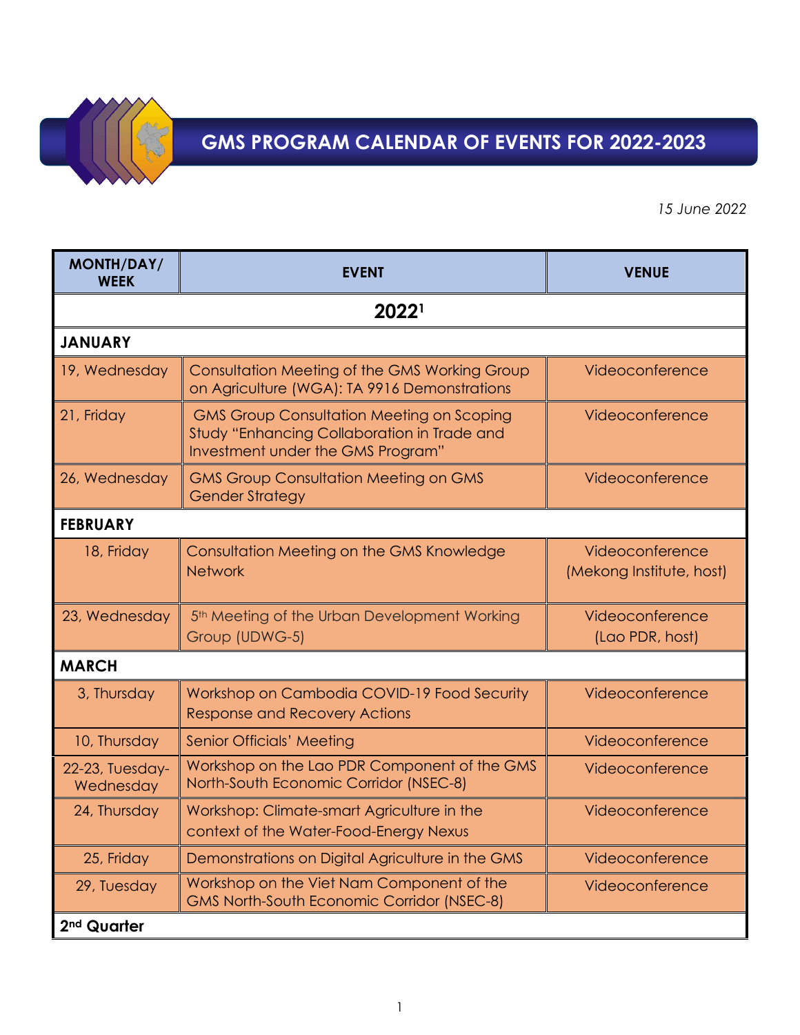# GMS PROGRAM CALENDAR OF EVENTS FOR 2022-2023

*15 June 2022*

| MONTH/DAY/ WEEK | EVENT | VENUE |
|---|---|---|
| **2022**[1] | | |
| **JANUARY** | | |
| 19, Wednesday | Consultation Meeting of the GMS Working Group on Agriculture (WGA): TA 9916 Demonstrations | Videoconference |
| 21, Friday | GMS Group Consultation Meeting on Scoping Study "Enhancing Collaboration in Trade and Investment under the GMS Program" | Videoconference |
| 26, Wednesday | GMS Group Consultation Meeting on GMS Gender Strategy | Videoconference |
| **FEBRUARY** | | |
| 18, Friday | Consultation Meeting on the GMS Knowledge Network | Videoconference (Mekong Institute, host) |
| 23, Wednesday | 5th Meeting of the Urban Development Working Group (UDWG-5) | Videoconference (Lao PDR, host) |
| **MARCH** | | |
| 3, Thursday | Workshop on Cambodia COVID-19 Food Security Response and Recovery Actions | Videoconference |
| 10, Thursday | Senior Officials' Meeting | Videoconference |
| 22-23, Tuesday-Wednesday | Workshop on the Lao PDR Component of the GMS North-South Economic Corridor (NSEC-8) | Videoconference |
| 24, Thursday | Workshop: Climate-smart Agriculture in the context of the Water-Food-Energy Nexus | Videoconference |
| 25, Friday | Demonstrations on Digital Agriculture in the GMS | Videoconference |
| 29, Tuesday | Workshop on the Viet Nam Component of the GMS North-South Economic Corridor (NSEC-8) | Videoconference |
| **2nd Quarter** | | |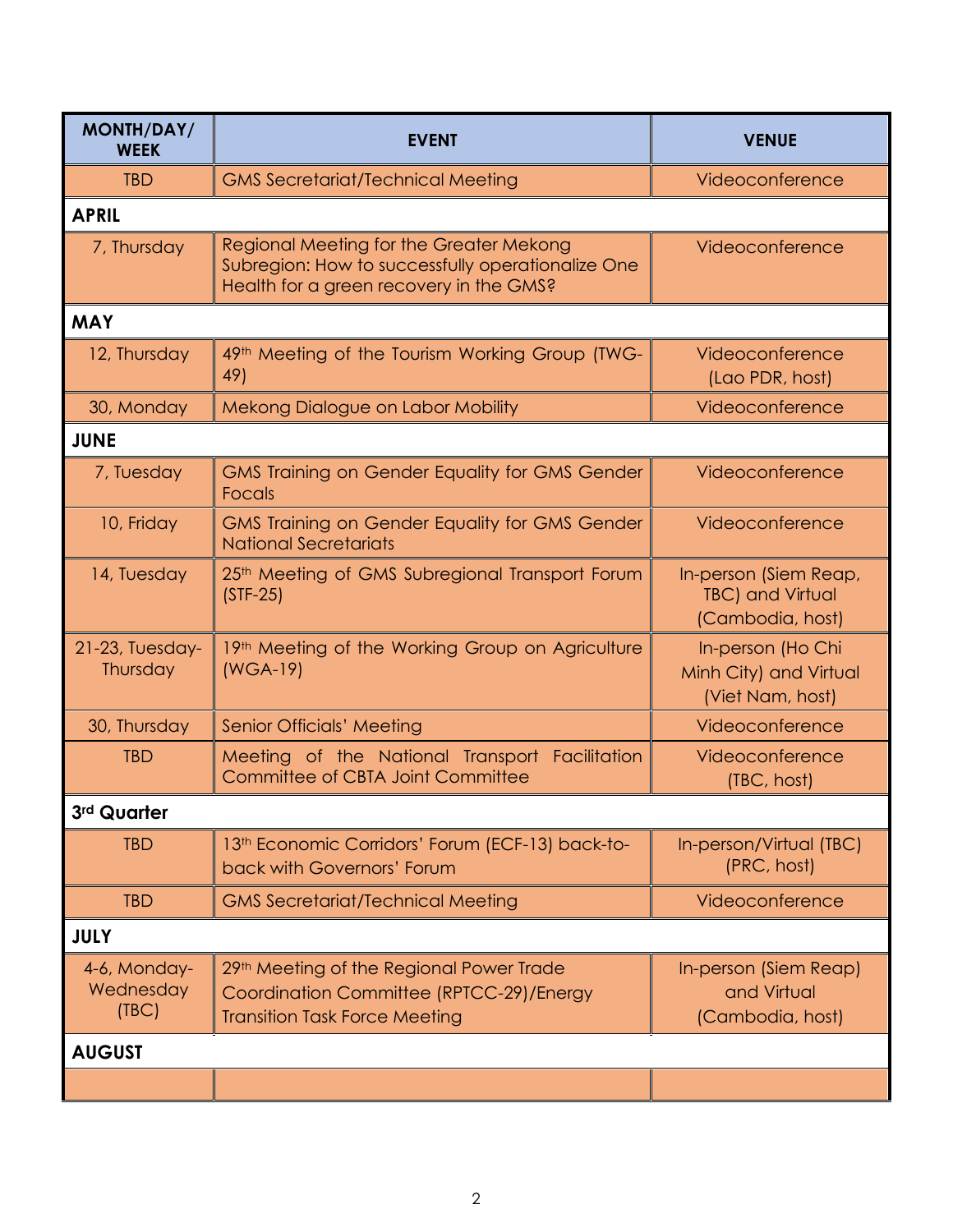| MONTH/DAY/ WEEK | EVENT | VENUE |
|---|---|---|
| TBD | GMS Secretariat/Technical Meeting | Videoconference |
| **APRIL** | | |
| 7, Thursday | Regional Meeting for the Greater Mekong Subregion: How to successfully operationalize One Health for a green recovery in the GMS? | Videoconference |
| **MAY** | | |
| 12, Thursday | 49th Meeting of the Tourism Working Group (TWG-49) | Videoconference (Lao PDR, host) |
| 30, Monday | Mekong Dialogue on Labor Mobility | Videoconference |
| **JUNE** | | |
| 7, Tuesday | GMS Training on Gender Equality for GMS Gender Focals | Videoconference |
| 10, Friday | GMS Training on Gender Equality for GMS Gender National Secretariats | Videoconference |
| 14, Tuesday | 25th Meeting of GMS Subregional Transport Forum (STF-25) | In-person (Siem Reap, TBC) and Virtual (Cambodia, host) |
| 21-23, Tuesday-Thursday | 19th Meeting of the Working Group on Agriculture (WGA-19) | In-person (Ho Chi Minh City) and Virtual (Viet Nam, host) |
| 30, Thursday | Senior Officials' Meeting | Videoconference |
| TBD | Meeting of the National Transport Facilitation Committee of CBTA Joint Committee | Videoconference (TBC, host) |
| **3rd Quarter** | | |
| TBD | 13th Economic Corridors' Forum (ECF-13) back-to-back with Governors' Forum | In-person/Virtual (TBC) (PRC, host) |
| TBD | GMS Secretariat/Technical Meeting | Videoconference |
| **JULY** | | |
| 4-6, Monday-Wednesday (TBC) | 29th Meeting of the Regional Power Trade Coordination Committee (RPTCC-29)/Energy Transition Task Force Meeting | In-person (Siem Reap) and Virtual (Cambodia, host) |
| **AUGUST** | | |
| | | |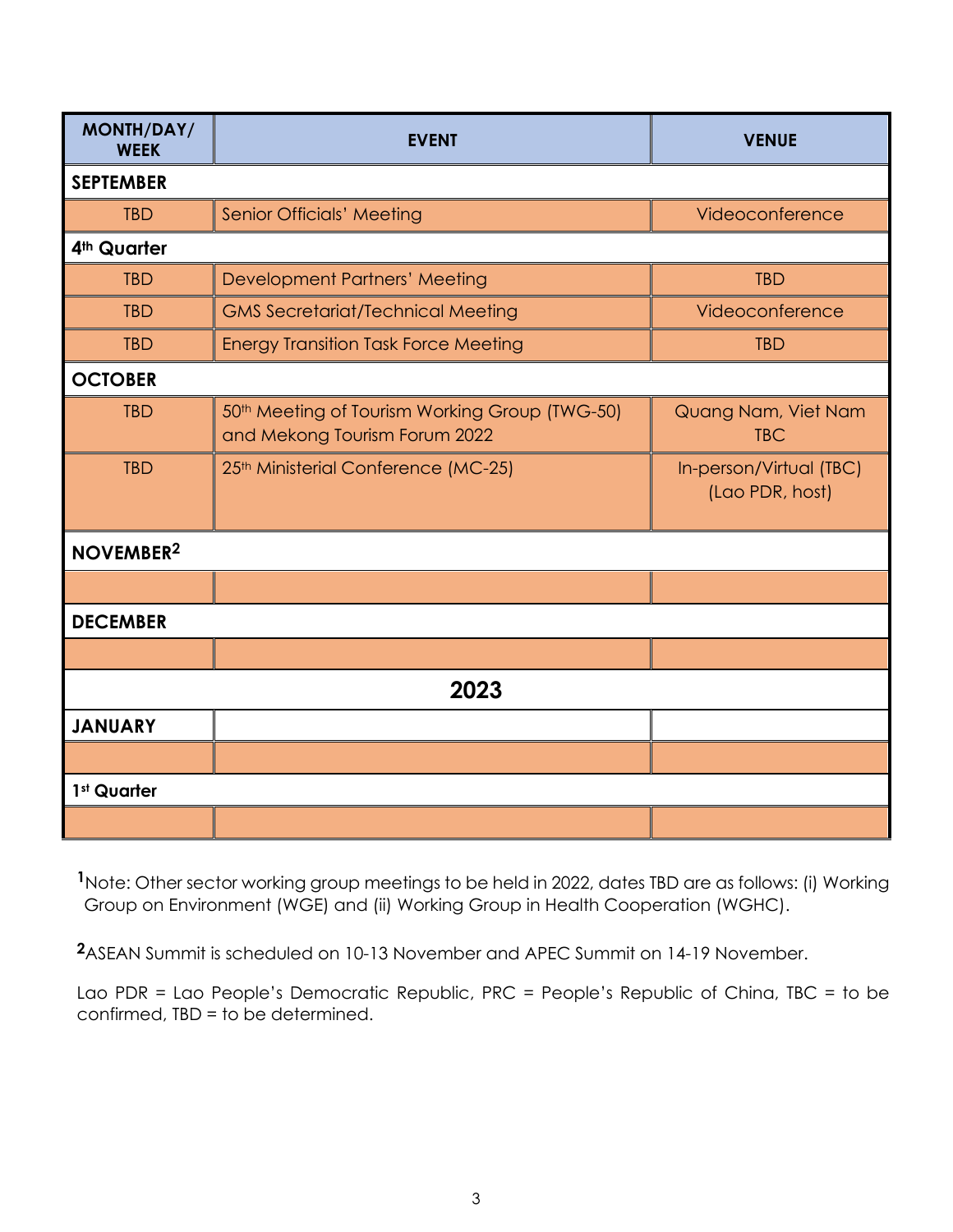| MONTH/DAY/ WEEK | EVENT | VENUE |
| --- | --- | --- |
| **SEPTEMBER** | | |
| TBD | Senior Officials' Meeting | Videoconference |
| **4th Quarter** | | |
| TBD | Development Partners' Meeting | TBD |
| TBD | GMS Secretariat/Technical Meeting | Videoconference |
| TBD | Energy Transition Task Force Meeting | TBD |
| **OCTOBER** | | |
| TBD | 50th Meeting of Tourism Working Group (TWG-50) and Mekong Tourism Forum 2022 | Quang Nam, Viet Nam TBC |
| TBD | 25th Ministerial Conference (MC-25) | In-person/Virtual (TBC) (Lao PDR, host) |
| **NOVEMBER[2]** | | |
| | | |
| **DECEMBER** | | |
| | | |
| **2023** | | |
| **JANUARY** | | |
| | | |
| **1st Quarter** | | |
| | | |

[1]Note: Other sector working group meetings to be held in 2022, dates TBD are as follows: (i) Working Group on Environment (WGE) and (ii) Working Group in Health Cooperation (WGHC).

[2]ASEAN Summit is scheduled on 10-13 November and APEC Summit on 14-19 November.

Lao PDR = Lao People's Democratic Republic, PRC = People's Republic of China, TBC = to be confirmed, TBD = to be determined.